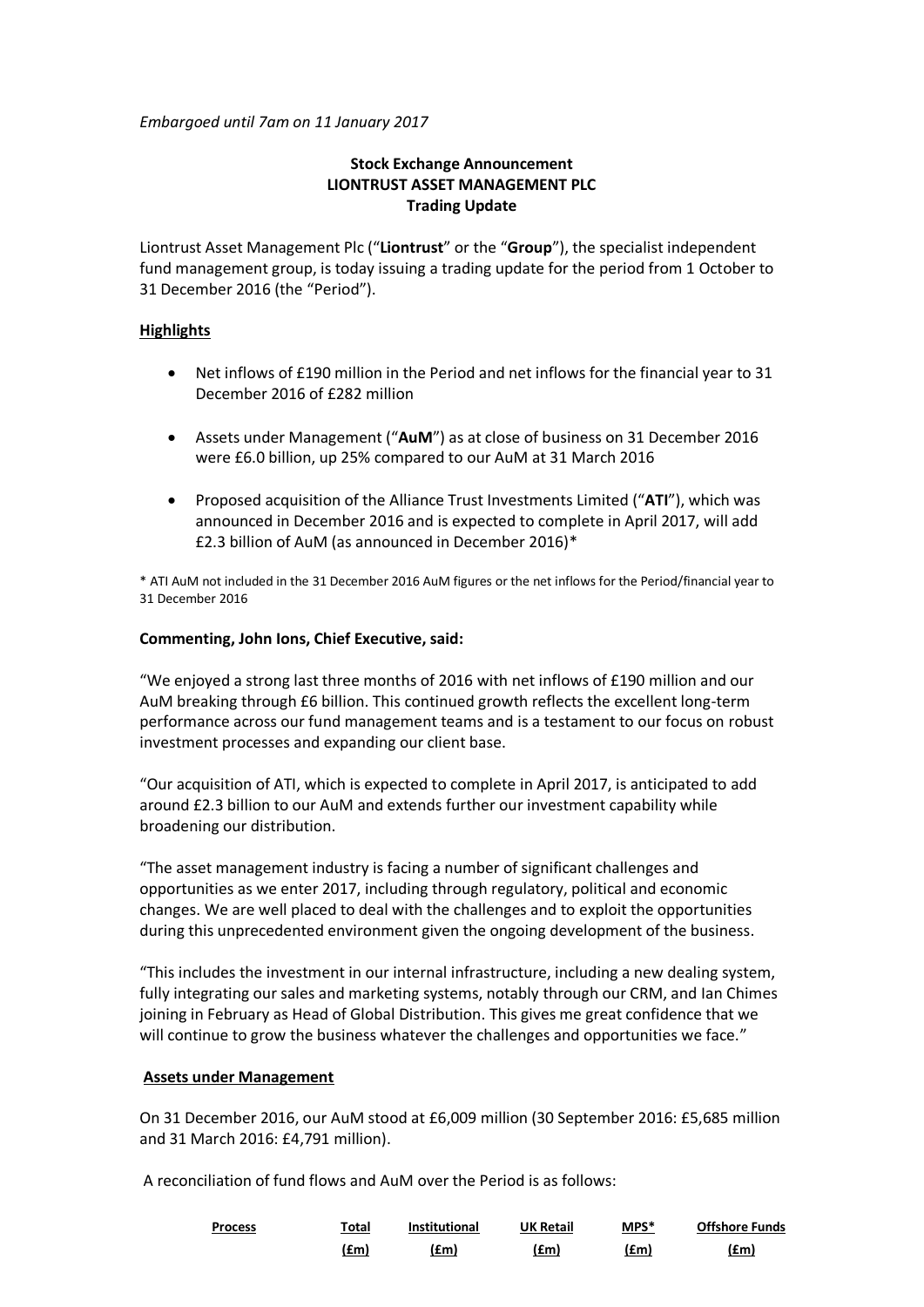*Embargoed until 7am on 11 January 2017*

**Stock Exchange Announcement**
**LIONTRUST ASSET MANAGEMENT PLC**
**Trading Update**

Liontrust Asset Management Plc ("**Liontrust**" or the "**Group**"), the specialist independent fund management group, is today issuing a trading update for the period from 1 October to 31 December 2016 (the "Period").

## Highlights

- Net inflows of £190 million in the Period and net inflows for the financial year to 31 December 2016 of £282 million
- Assets under Management ("**AuM**") as at close of business on 31 December 2016 were £6.0 billion, up 25% compared to our AuM at 31 March 2016
- Proposed acquisition of the Alliance Trust Investments Limited ("**ATI**"), which was announced in December 2016 and is expected to complete in April 2017, will add £2.3 billion of AuM (as announced in December 2016)*

* ATI AuM not included in the 31 December 2016 AuM figures or the net inflows for the Period/financial year to 31 December 2016

**Commenting, John Ions, Chief Executive, said:**

"We enjoyed a strong last three months of 2016 with net inflows of £190 million and our AuM breaking through £6 billion. This continued growth reflects the excellent long-term performance across our fund management teams and is a testament to our focus on robust investment processes and expanding our client base.

"Our acquisition of ATI, which is expected to complete in April 2017, is anticipated to add around £2.3 billion to our AuM and extends further our investment capability while broadening our distribution.

"The asset management industry is facing a number of significant challenges and opportunities as we enter 2017, including through regulatory, political and economic changes. We are well placed to deal with the challenges and to exploit the opportunities during this unprecedented environment given the ongoing development of the business.

"This includes the investment in our internal infrastructure, including a new dealing system, fully integrating our sales and marketing systems, notably through our CRM, and Ian Chimes joining in February as Head of Global Distribution. This gives me great confidence that we will continue to grow the business whatever the challenges and opportunities we face."

## Assets under Management

On 31 December 2016, our AuM stood at £6,009 million (30 September 2016: £5,685 million and 31 March 2016: £4,791 million).

A reconciliation of fund flows and AuM over the Period is as follows:

| Process | Total (£m) | Institutional (£m) | UK Retail (£m) | MPS* (£m) | Offshore Funds (£m) |
|---|---|---|---|---|---|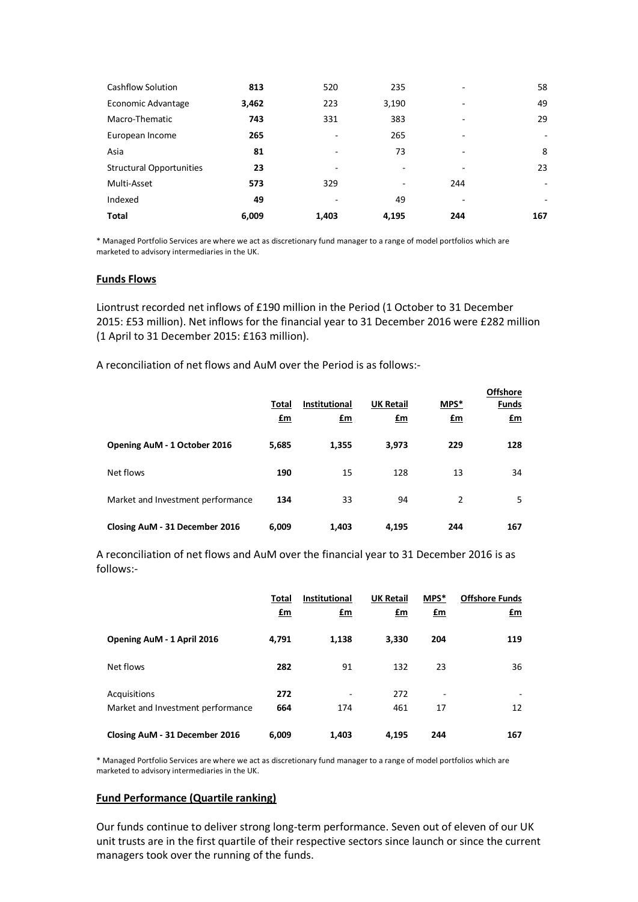| | | | | | |
|---|---|---|---|---|---|
| Cashflow Solution | **813** | 520 | 235 | - | 58 |
| Economic Advantage | **3,462** | 223 | 3,190 | - | 49 |
| Macro-Thematic | **743** | 331 | 383 | - | 29 |
| European Income | **265** | - | 265 | - | - |
| Asia | **81** | - | 73 | - | 8 |
| Structural Opportunities | **23** | - | - | - | 23 |
| Multi-Asset | **573** | 329 | - | 244 | - |
| Indexed | **49** | - | 49 | - | - |
| **Total** | **6,009** | **1,403** | **4,195** | **244** | **167** |

* Managed Portfolio Services are where we act as discretionary fund manager to a range of model portfolios which are marketed to advisory intermediaries in the UK.

**Funds Flows**

Liontrust recorded net inflows of £190 million in the Period (1 October to 31 December 2015: £53 million). Net inflows for the financial year to 31 December 2016 were £282 million (1 April to 31 December 2015: £163 million).

A reconciliation of net flows and AuM over the Period is as follows:-

| | Total £m | Institutional £m | UK Retail £m | MPS* £m | Offshore Funds £m |
|---|---|---|---|---|---|
| **Opening AuM - 1 October 2016** | **5,685** | **1,355** | **3,973** | **229** | **128** |
| Net flows | **190** | 15 | 128 | 13 | 34 |
| Market and Investment performance | **134** | 33 | 94 | 2 | 5 |
| **Closing AuM - 31 December 2016** | **6,009** | **1,403** | **4,195** | **244** | **167** |

A reconciliation of net flows and AuM over the financial year to 31 December 2016 is as follows:-

| | Total £m | Institutional £m | UK Retail £m | MPS* £m | Offshore Funds £m |
|---|---|---|---|---|---|
| **Opening AuM - 1 April 2016** | **4,791** | **1,138** | **3,330** | **204** | **119** |
| Net flows | **282** | 91 | 132 | 23 | 36 |
| Acquisitions | **272** | - | 272 | - | - |
| Market and Investment performance | **664** | 174 | 461 | 17 | 12 |
| **Closing AuM - 31 December 2016** | **6,009** | **1,403** | **4,195** | **244** | **167** |

* Managed Portfolio Services are where we act as discretionary fund manager to a range of model portfolios which are marketed to advisory intermediaries in the UK.

**Fund Performance (Quartile ranking)**

Our funds continue to deliver strong long-term performance. Seven out of eleven of our UK unit trusts are in the first quartile of their respective sectors since launch or since the current managers took over the running of the funds.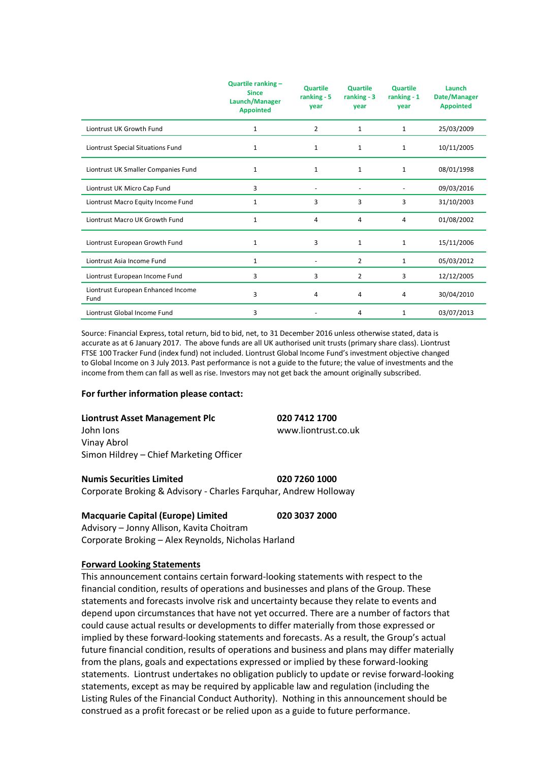| | Quartile ranking – Since Launch/Manager Appointed | Quartile ranking - 5 year | Quartile ranking - 3 year | Quartile ranking - 1 year | Launch Date/Manager Appointed |
|---|---|---|---|---|---|
| Liontrust UK Growth Fund | 1 | 2 | 1 | 1 | 25/03/2009 |
| Liontrust Special Situations Fund | 1 | 1 | 1 | 1 | 10/11/2005 |
| Liontrust UK Smaller Companies Fund | 1 | 1 | 1 | 1 | 08/01/1998 |
| Liontrust UK Micro Cap Fund | 3 | - | - | - | 09/03/2016 |
| Liontrust Macro Equity Income Fund | 1 | 3 | 3 | 3 | 31/10/2003 |
| Liontrust Macro UK Growth Fund | 1 | 4 | 4 | 4 | 01/08/2002 |
| Liontrust European Growth Fund | 1 | 3 | 1 | 1 | 15/11/2006 |
| Liontrust Asia Income Fund | 1 | - | 2 | 1 | 05/03/2012 |
| Liontrust European Income Fund | 3 | 3 | 2 | 3 | 12/12/2005 |
| Liontrust European Enhanced Income Fund | 3 | 4 | 4 | 4 | 30/04/2010 |
| Liontrust Global Income Fund | 3 | - | 4 | 1 | 03/07/2013 |

Source: Financial Express, total return, bid to bid, net, to 31 December 2016 unless otherwise stated, data is accurate as at 6 January 2017. The above funds are all UK authorised unit trusts (primary share class). Liontrust FTSE 100 Tracker Fund (index fund) not included. Liontrust Global Income Fund's investment objective changed to Global Income on 3 July 2013. Past performance is not a guide to the future; the value of investments and the income from them can fall as well as rise. Investors may not get back the amount originally subscribed.

**For further information please contact:**

**Liontrust Asset Management Plc** — **020 7412 1700**
John Ions — www.liontrust.co.uk
Vinay Abrol
Simon Hildrey – Chief Marketing Officer

**Numis Securities Limited** — **020 7260 1000**
Corporate Broking & Advisory - Charles Farquhar, Andrew Holloway

**Macquarie Capital (Europe) Limited** — **020 3037 2000**
Advisory – Jonny Allison, Kavita Choitram
Corporate Broking – Alex Reynolds, Nicholas Harland

**Forward Looking Statements**

This announcement contains certain forward-looking statements with respect to the financial condition, results of operations and businesses and plans of the Group. These statements and forecasts involve risk and uncertainty because they relate to events and depend upon circumstances that have not yet occurred. There are a number of factors that could cause actual results or developments to differ materially from those expressed or implied by these forward-looking statements and forecasts. As a result, the Group's actual future financial condition, results of operations and business and plans may differ materially from the plans, goals and expectations expressed or implied by these forward-looking statements. Liontrust undertakes no obligation publicly to update or revise forward-looking statements, except as may be required by applicable law and regulation (including the Listing Rules of the Financial Conduct Authority). Nothing in this announcement should be construed as a profit forecast or be relied upon as a guide to future performance.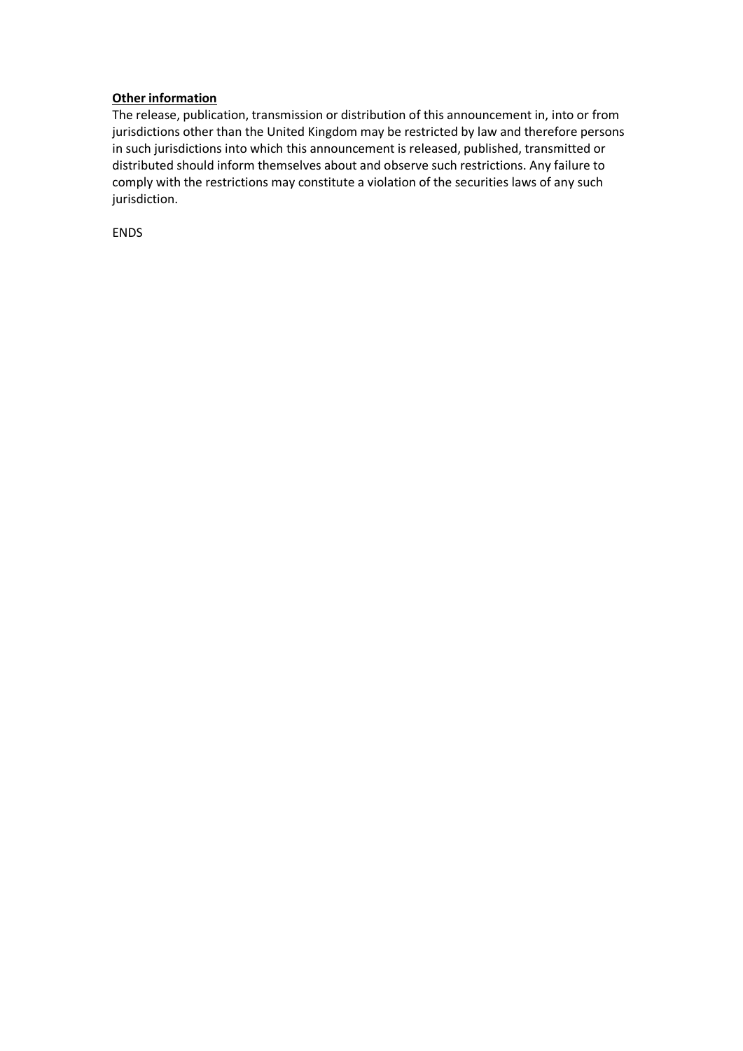**Other information**

The release, publication, transmission or distribution of this announcement in, into or from jurisdictions other than the United Kingdom may be restricted by law and therefore persons in such jurisdictions into which this announcement is released, published, transmitted or distributed should inform themselves about and observe such restrictions. Any failure to comply with the restrictions may constitute a violation of the securities laws of any such jurisdiction.

ENDS